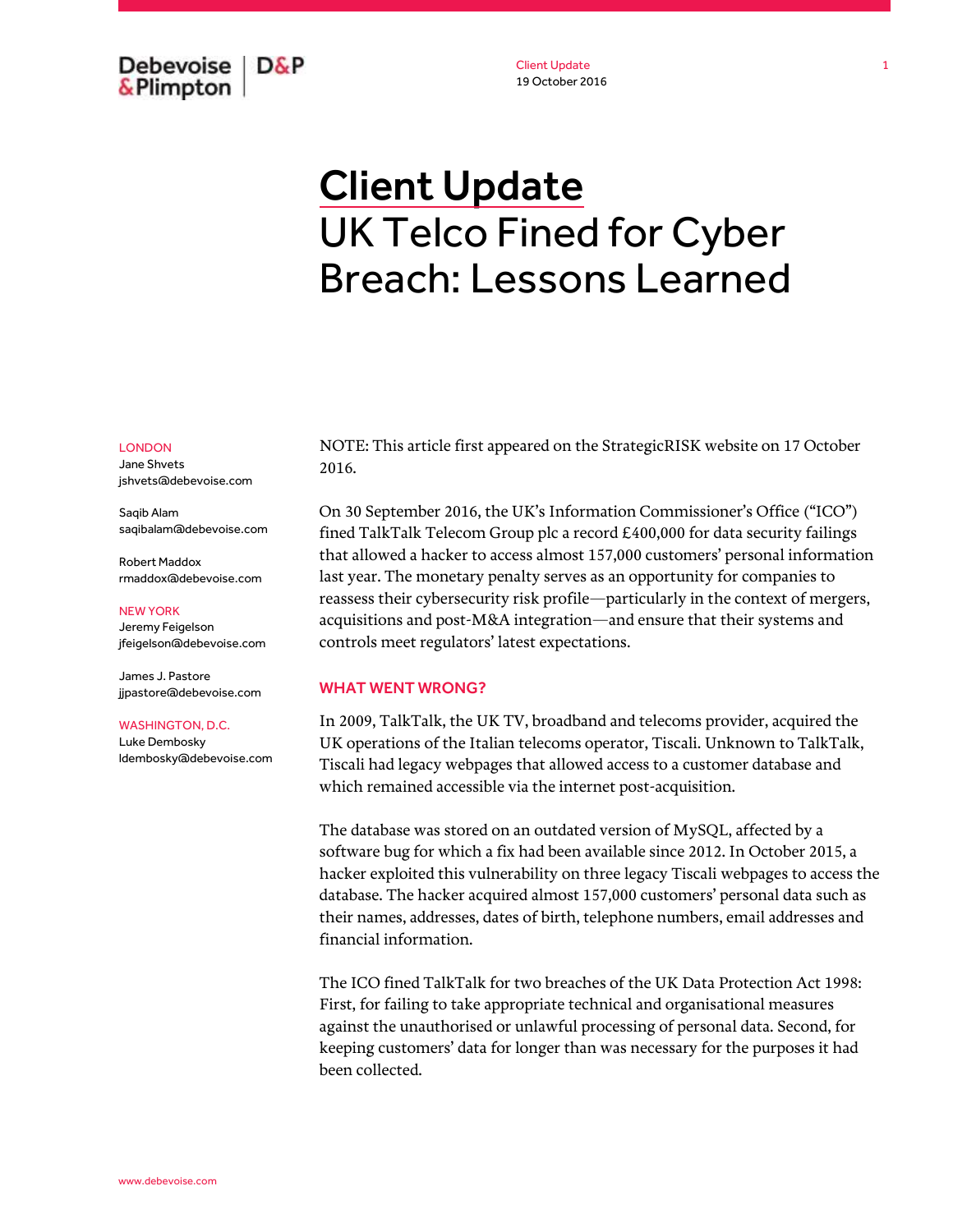# Client Update

## UK Telco Fined for Cyber Breach: Lessons Learned

LONDON
Jane Shvets
jshvets@debevoise.com

Saqib Alam
saqibalam@debevoise.com

Robert Maddox
rmaddox@debevoise.com

NEW YORK
Jeremy Feigelson
jfeigelson@debevoise.com

James J. Pastore
jjpastore@debevoise.com

WASHINGTON, D.C.
Luke Dembosky
ldembosky@debevoise.com

NOTE: This article first appeared on the StrategicRISK website on 17 October 2016.

On 30 September 2016, the UK's Information Commissioner's Office ("ICO") fined TalkTalk Telecom Group plc a record £400,000 for data security failings that allowed a hacker to access almost 157,000 customers' personal information last year. The monetary penalty serves as an opportunity for companies to reassess their cybersecurity risk profile—particularly in the context of mergers, acquisitions and post-M&A integration—and ensure that their systems and controls meet regulators' latest expectations.

### WHAT WENT WRONG?

In 2009, TalkTalk, the UK TV, broadband and telecoms provider, acquired the UK operations of the Italian telecoms operator, Tiscali. Unknown to TalkTalk, Tiscali had legacy webpages that allowed access to a customer database and which remained accessible via the internet post-acquisition.

The database was stored on an outdated version of MySQL, affected by a software bug for which a fix had been available since 2012. In October 2015, a hacker exploited this vulnerability on three legacy Tiscali webpages to access the database. The hacker acquired almost 157,000 customers' personal data such as their names, addresses, dates of birth, telephone numbers, email addresses and financial information.

The ICO fined TalkTalk for two breaches of the UK Data Protection Act 1998: First, for failing to take appropriate technical and organisational measures against the unauthorised or unlawful processing of personal data. Second, for keeping customers' data for longer than was necessary for the purposes it had been collected.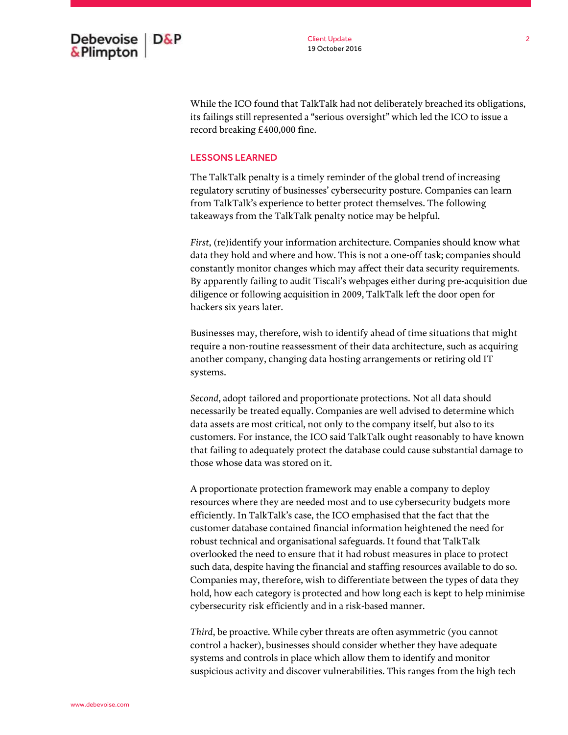While the ICO found that TalkTalk had not deliberately breached its obligations, its failings still represented a "serious oversight" which led the ICO to issue a record breaking £400,000 fine.

## LESSONS LEARNED

The TalkTalk penalty is a timely reminder of the global trend of increasing regulatory scrutiny of businesses' cybersecurity posture. Companies can learn from TalkTalk's experience to better protect themselves. The following takeaways from the TalkTalk penalty notice may be helpful.

*First*, (re)identify your information architecture. Companies should know what data they hold and where and how. This is not a one-off task; companies should constantly monitor changes which may affect their data security requirements. By apparently failing to audit Tiscali's webpages either during pre-acquisition due diligence or following acquisition in 2009, TalkTalk left the door open for hackers six years later.

Businesses may, therefore, wish to identify ahead of time situations that might require a non-routine reassessment of their data architecture, such as acquiring another company, changing data hosting arrangements or retiring old IT systems.

*Second*, adopt tailored and proportionate protections. Not all data should necessarily be treated equally. Companies are well advised to determine which data assets are most critical, not only to the company itself, but also to its customers. For instance, the ICO said TalkTalk ought reasonably to have known that failing to adequately protect the database could cause substantial damage to those whose data was stored on it.

A proportionate protection framework may enable a company to deploy resources where they are needed most and to use cybersecurity budgets more efficiently. In TalkTalk's case, the ICO emphasised that the fact that the customer database contained financial information heightened the need for robust technical and organisational safeguards. It found that TalkTalk overlooked the need to ensure that it had robust measures in place to protect such data, despite having the financial and staffing resources available to do so. Companies may, therefore, wish to differentiate between the types of data they hold, how each category is protected and how long each is kept to help minimise cybersecurity risk efficiently and in a risk-based manner.

*Third*, be proactive. While cyber threats are often asymmetric (you cannot control a hacker), businesses should consider whether they have adequate systems and controls in place which allow them to identify and monitor suspicious activity and discover vulnerabilities. This ranges from the high tech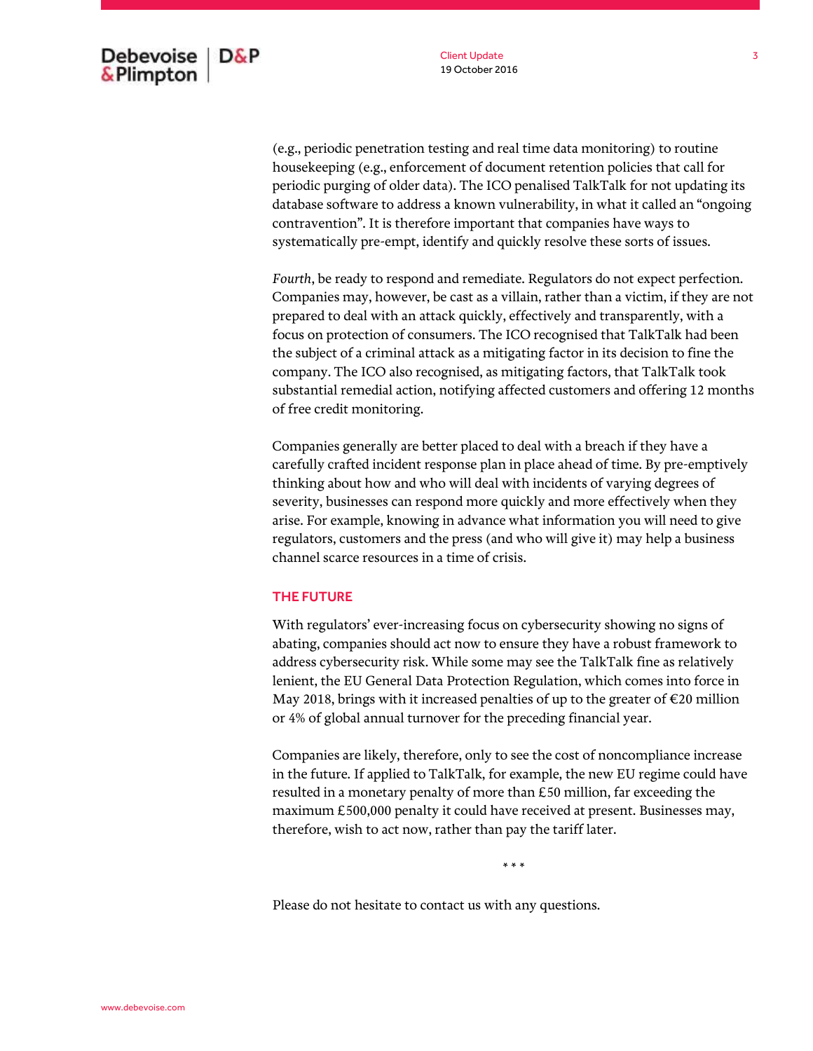(e.g., periodic penetration testing and real time data monitoring) to routine housekeeping (e.g., enforcement of document retention policies that call for periodic purging of older data). The ICO penalised TalkTalk for not updating its database software to address a known vulnerability, in what it called an "ongoing contravention". It is therefore important that companies have ways to systematically pre-empt, identify and quickly resolve these sorts of issues.

*Fourth*, be ready to respond and remediate. Regulators do not expect perfection. Companies may, however, be cast as a villain, rather than a victim, if they are not prepared to deal with an attack quickly, effectively and transparently, with a focus on protection of consumers. The ICO recognised that TalkTalk had been the subject of a criminal attack as a mitigating factor in its decision to fine the company. The ICO also recognised, as mitigating factors, that TalkTalk took substantial remedial action, notifying affected customers and offering 12 months of free credit monitoring.

Companies generally are better placed to deal with a breach if they have a carefully crafted incident response plan in place ahead of time. By pre-emptively thinking about how and who will deal with incidents of varying degrees of severity, businesses can respond more quickly and more effectively when they arise. For example, knowing in advance what information you will need to give regulators, customers and the press (and who will give it) may help a business channel scarce resources in a time of crisis.

## THE FUTURE

With regulators' ever-increasing focus on cybersecurity showing no signs of abating, companies should act now to ensure they have a robust framework to address cybersecurity risk. While some may see the TalkTalk fine as relatively lenient, the EU General Data Protection Regulation, which comes into force in May 2018, brings with it increased penalties of up to the greater of €20 million or 4% of global annual turnover for the preceding financial year.

Companies are likely, therefore, only to see the cost of noncompliance increase in the future. If applied to TalkTalk, for example, the new EU regime could have resulted in a monetary penalty of more than £50 million, far exceeding the maximum £500,000 penalty it could have received at present. Businesses may, therefore, wish to act now, rather than pay the tariff later.

\* \* \*

Please do not hesitate to contact us with any questions.